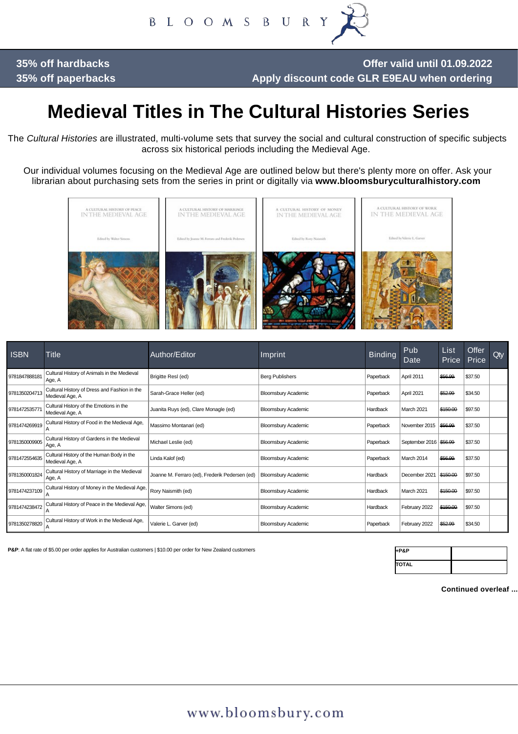BLOOMSBURY

**35% off hardbacks**
**35% off paperbacks**

**Offer valid until 01.09.2022**
**Apply discount code GLR E9EAU when ordering**

# Medieval Titles in The Cultural Histories Series

The *Cultural Histories* are illustrated, multi-volume sets that survey the social and cultural construction of specific subjects across six historical periods including the Medieval Age.

Our individual volumes focusing on the Medieval Age are outlined below but there's plenty more on offer. Ask your librarian about purchasing sets from the series in print or digitally via **www.bloomsburyculturalhistory.com**

| ISBN | Title | Author/Editor | Imprint | Binding | Pub Date | List Price | Offer Price | Qty |
|---|---|---|---|---|---|---|---|---|
| 9781847888181 | Cultural History of Animals in the Medieval Age, A | Brigitte Resl (ed) | Berg Publishers | Paperback | April 2011 | ~~$56.00~~ | $37.50 | |
| 9781350204713 | Cultural History of Dress and Fashion in the Medieval Age, A | Sarah-Grace Heller (ed) | Bloomsbury Academic | Paperback | April 2021 | ~~$52.99~~ | $34.50 | |
| 9781472535771 | Cultural History of the Emotions in the Medieval Age, A | Juanita Ruys (ed), Clare Monagle (ed) | Bloomsbury Academic | Hardback | March 2021 | ~~$150.00~~ | $97.50 | |
| 9781474269919 | Cultural History of Food in the Medieval Age, A | Massimo Montanari (ed) | Bloomsbury Academic | Paperback | November 2015 | ~~$56.00~~ | $37.50 | |
| 9781350009905 | Cultural History of Gardens in the Medieval Age, A | Michael Leslie (ed) | Bloomsbury Academic | Paperback | September 2016 | ~~$56.99~~ | $37.50 | |
| 9781472554635 | Cultural History of the Human Body in the Medieval Age, A | Linda Kalof (ed) | Bloomsbury Academic | Paperback | March 2014 | ~~$56.00~~ | $37.50 | |
| 9781350001824 | Cultural History of Marriage in the Medieval Age, A | Joanne M. Ferraro (ed), Frederik Pedersen (ed) | Bloomsbury Academic | Hardback | December 2021 | ~~$150.00~~ | $97.50 | |
| 9781474237109 | Cultural History of Money in the Medieval Age, A | Rory Naismith (ed) | Bloomsbury Academic | Hardback | March 2021 | ~~$150.00~~ | $97.50 | |
| 9781474238472 | Cultural History of Peace in the Medieval Age, A | Walter Simons (ed) | Bloomsbury Academic | Hardback | February 2022 | ~~$150.00~~ | $97.50 | |
| 9781350278820 | Cultural History of Work in the Medieval Age, A | Valerie L. Garver (ed) | Bloomsbury Academic | Paperback | February 2022 | ~~$52.99~~ | $34.50 | |

**P&P**: A flat rate of $5.00 per order applies for Australian customers | $10.00 per order for New Zealand customers

| | |
|---|---|
| **+P&P** | |
| **TOTAL** | |

**Continued overleaf ...**

www.bloomsbury.com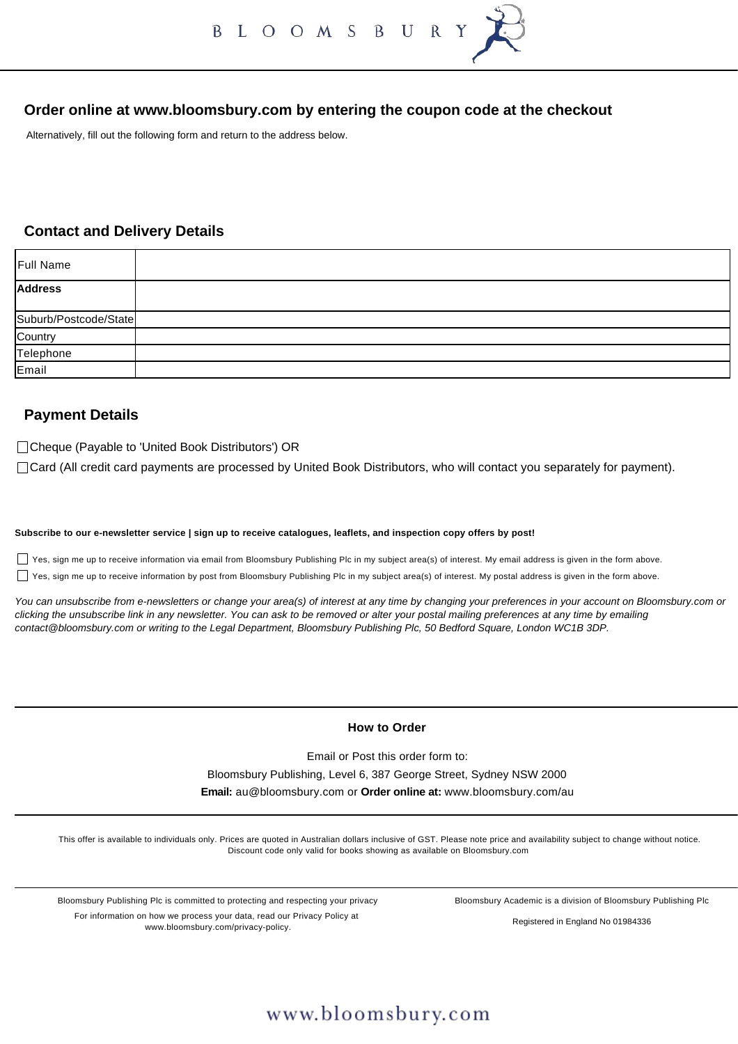BLOOMSBURY

## Order online at www.bloomsbury.com by entering the coupon code at the checkout

Alternatively, fill out the following form and return to the address below.

## Contact and Delivery Details

| | |
|---|---|
| Full Name | |
| **Address** | |
| Suburb/Postcode/State | |
| Country | |
| Telephone | |
| Email | |

## Payment Details

- [ ] Cheque (Payable to 'United Book Distributors') OR
- [ ] Card (All credit card payments are processed by United Book Distributors, who will contact you separately for payment).

**Subscribe to our e-newsletter service | sign up to receive catalogues, leaflets, and inspection copy offers by post!**

- [ ] Yes, sign me up to receive information via email from Bloomsbury Publishing Plc in my subject area(s) of interest. My email address is given in the form above.
- [ ] Yes, sign me up to receive information by post from Bloomsbury Publishing Plc in my subject area(s) of interest. My postal address is given in the form above.

*You can unsubscribe from e-newsletters or change your area(s) of interest at any time by changing your preferences in your account on Bloomsbury.com or clicking the unsubscribe link in any newsletter. You can ask to be removed or alter your postal mailing preferences at any time by emailing contact@bloomsbury.com or writing to the Legal Department, Bloomsbury Publishing Plc, 50 Bedford Square, London WC1B 3DP.*

**How to Order**

Email or Post this order form to:

Bloomsbury Publishing, Level 6, 387 George Street, Sydney NSW 2000

**Email:** au@bloomsbury.com or **Order online at:** www.bloomsbury.com/au

This offer is available to individuals only. Prices are quoted in Australian dollars inclusive of GST. Please note price and availability subject to change without notice. Discount code only valid for books showing as available on Bloomsbury.com

Bloomsbury Publishing Plc is committed to protecting and respecting your privacy

For information on how we process your data, read our Privacy Policy at www.bloomsbury.com/privacy-policy.

Bloomsbury Academic is a division of Bloomsbury Publishing Plc

Registered in England No 01984336

www.bloomsbury.com